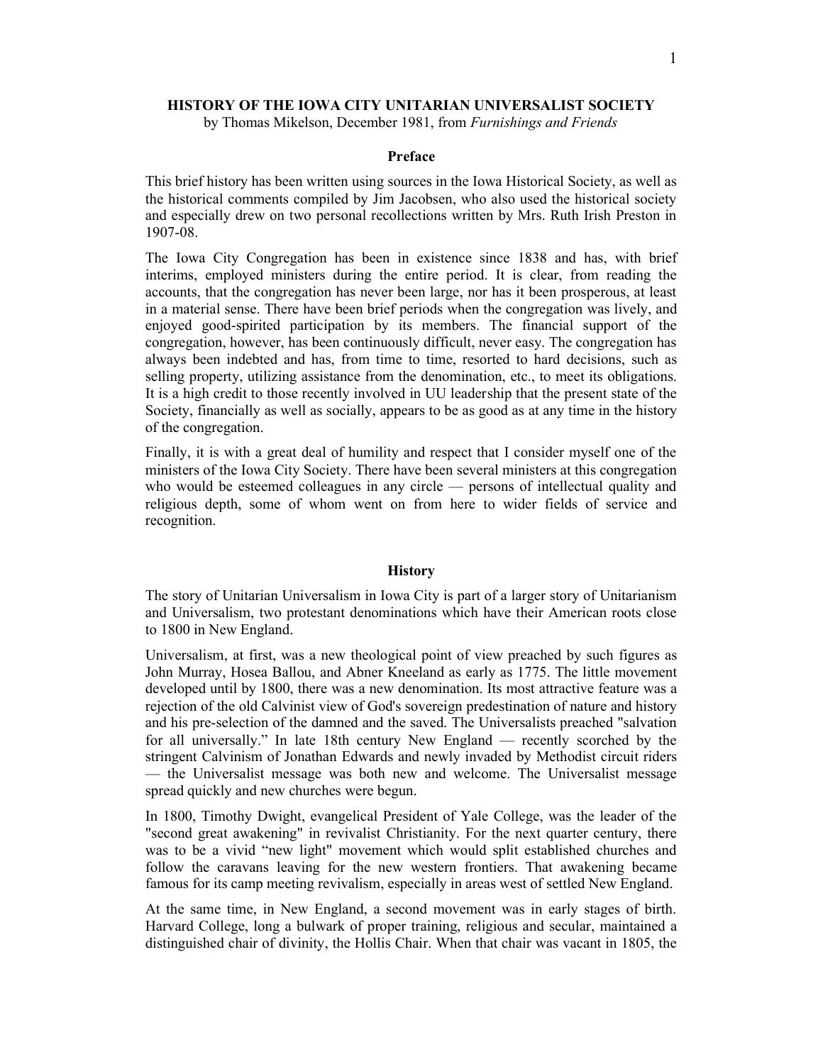# HISTORY OF THE IOWA CITY UNITARIAN UNIVERSALIST SOCIETY

by Thomas Mikelson, December 1981, from *Furnishings and Friends*

## Preface

This brief history has been written using sources in the Iowa Historical Society, as well as the historical comments compiled by Jim Jacobsen, who also used the historical society and especially drew on two personal recollections written by Mrs. Ruth Irish Preston in 1907-08.

The Iowa City Congregation has been in existence since 1838 and has, with brief interims, employed ministers during the entire period. It is clear, from reading the accounts, that the congregation has never been large, nor has it been prosperous, at least in a material sense. There have been brief periods when the congregation was lively, and enjoyed good-spirited participation by its members. The financial support of the congregation, however, has been continuously difficult, never easy. The congregation has always been indebted and has, from time to time, resorted to hard decisions, such as selling property, utilizing assistance from the denomination, etc., to meet its obligations. It is a high credit to those recently involved in UU leadership that the present state of the Society, financially as well as socially, appears to be as good as at any time in the history of the congregation.

Finally, it is with a great deal of humility and respect that I consider myself one of the ministers of the Iowa City Society. There have been several ministers at this congregation who would be esteemed colleagues in any circle — persons of intellectual quality and religious depth, some of whom went on from here to wider fields of service and recognition.

## History

The story of Unitarian Universalism in Iowa City is part of a larger story of Unitarianism and Universalism, two protestant denominations which have their American roots close to 1800 in New England.

Universalism, at first, was a new theological point of view preached by such figures as John Murray, Hosea Ballou, and Abner Kneeland as early as 1775. The little movement developed until by 1800, there was a new denomination. Its most attractive feature was a rejection of the old Calvinist view of God's sovereign predestination of nature and history and his pre-selection of the damned and the saved. The Universalists preached "salvation for all universally." In late 18th century New England — recently scorched by the stringent Calvinism of Jonathan Edwards and newly invaded by Methodist circuit riders — the Universalist message was both new and welcome. The Universalist message spread quickly and new churches were begun.

In 1800, Timothy Dwight, evangelical President of Yale College, was the leader of the "second great awakening" in revivalist Christianity. For the next quarter century, there was to be a vivid "new light" movement which would split established churches and follow the caravans leaving for the new western frontiers. That awakening became famous for its camp meeting revivalism, especially in areas west of settled New England.

At the same time, in New England, a second movement was in early stages of birth. Harvard College, long a bulwark of proper training, religious and secular, maintained a distinguished chair of divinity, the Hollis Chair. When that chair was vacant in 1805, the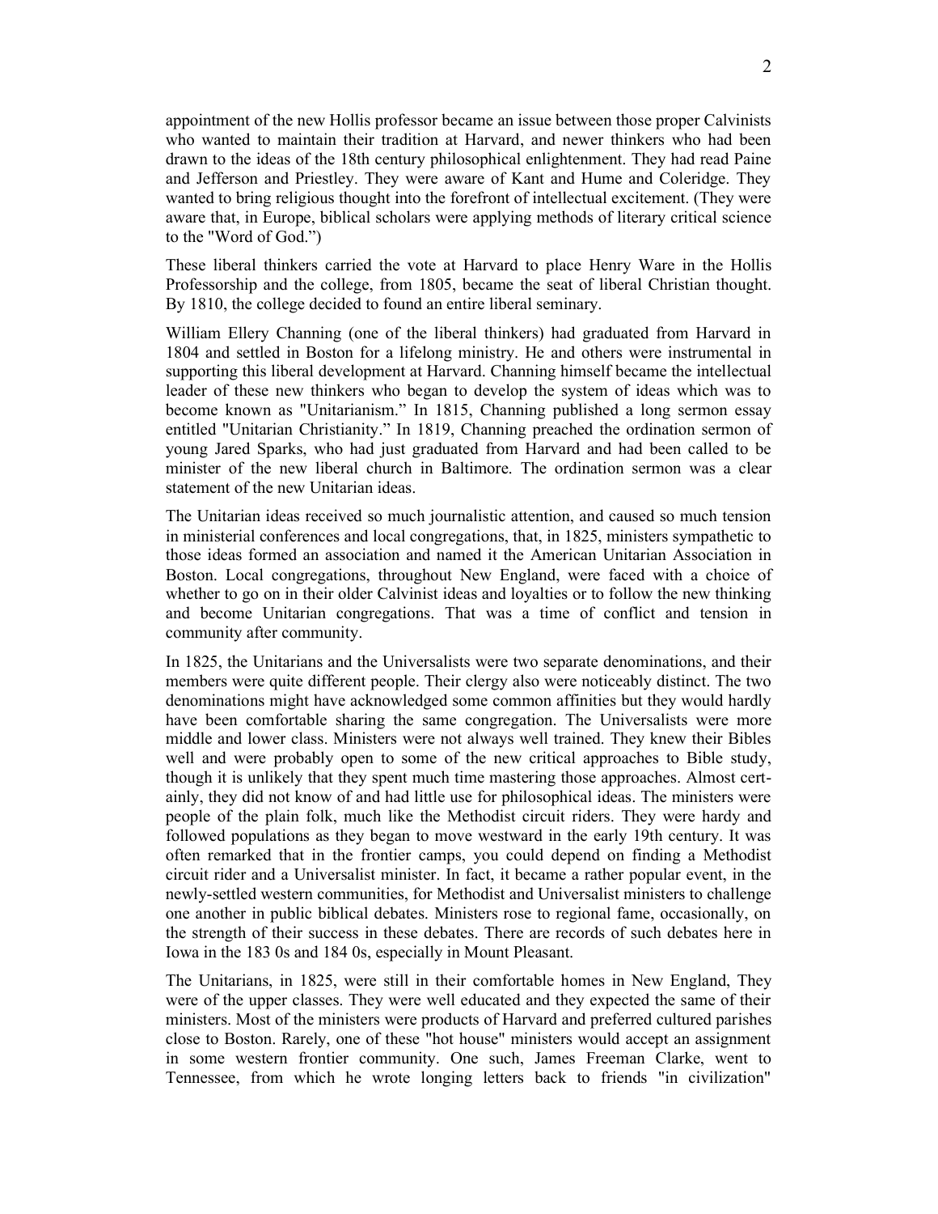appointment of the new Hollis professor became an issue between those proper Calvinists who wanted to maintain their tradition at Harvard, and newer thinkers who had been drawn to the ideas of the 18th century philosophical enlightenment. They had read Paine and Jefferson and Priestley. They were aware of Kant and Hume and Coleridge. They wanted to bring religious thought into the forefront of intellectual excitement. (They were aware that, in Europe, biblical scholars were applying methods of literary critical science to the "Word of God.")

These liberal thinkers carried the vote at Harvard to place Henry Ware in the Hollis Professorship and the college, from 1805, became the seat of liberal Christian thought. By 1810, the college decided to found an entire liberal seminary.

William Ellery Channing (one of the liberal thinkers) had graduated from Harvard in 1804 and settled in Boston for a lifelong ministry. He and others were instrumental in supporting this liberal development at Harvard. Channing himself became the intellectual leader of these new thinkers who began to develop the system of ideas which was to become known as "Unitarianism." In 1815, Channing published a long sermon essay entitled "Unitarian Christianity." In 1819, Channing preached the ordination sermon of young Jared Sparks, who had just graduated from Harvard and had been called to be minister of the new liberal church in Baltimore. The ordination sermon was a clear statement of the new Unitarian ideas.

The Unitarian ideas received so much journalistic attention, and caused so much tension in ministerial conferences and local congregations, that, in 1825, ministers sympathetic to those ideas formed an association and named it the American Unitarian Association in Boston. Local congregations, throughout New England, were faced with a choice of whether to go on in their older Calvinist ideas and loyalties or to follow the new thinking and become Unitarian congregations. That was a time of conflict and tension in community after community.

In 1825, the Unitarians and the Universalists were two separate denominations, and their members were quite different people. Their clergy also were noticeably distinct. The two denominations might have acknowledged some common affinities but they would hardly have been comfortable sharing the same congregation. The Universalists were more middle and lower class. Ministers were not always well trained. They knew their Bibles well and were probably open to some of the new critical approaches to Bible study, though it is unlikely that they spent much time mastering those approaches. Almost certainly, they did not know of and had little use for philosophical ideas. The ministers were people of the plain folk, much like the Methodist circuit riders. They were hardy and followed populations as they began to move westward in the early 19th century. It was often remarked that in the frontier camps, you could depend on finding a Methodist circuit rider and a Universalist minister. In fact, it became a rather popular event, in the newly-settled western communities, for Methodist and Universalist ministers to challenge one another in public biblical debates. Ministers rose to regional fame, occasionally, on the strength of their success in these debates. There are records of such debates here in Iowa in the 183 0s and 184 0s, especially in Mount Pleasant.

The Unitarians, in 1825, were still in their comfortable homes in New England, They were of the upper classes. They were well educated and they expected the same of their ministers. Most of the ministers were products of Harvard and preferred cultured parishes close to Boston. Rarely, one of these "hot house" ministers would accept an assignment in some western frontier community. One such, James Freeman Clarke, went to Tennessee, from which he wrote longing letters back to friends "in civilization"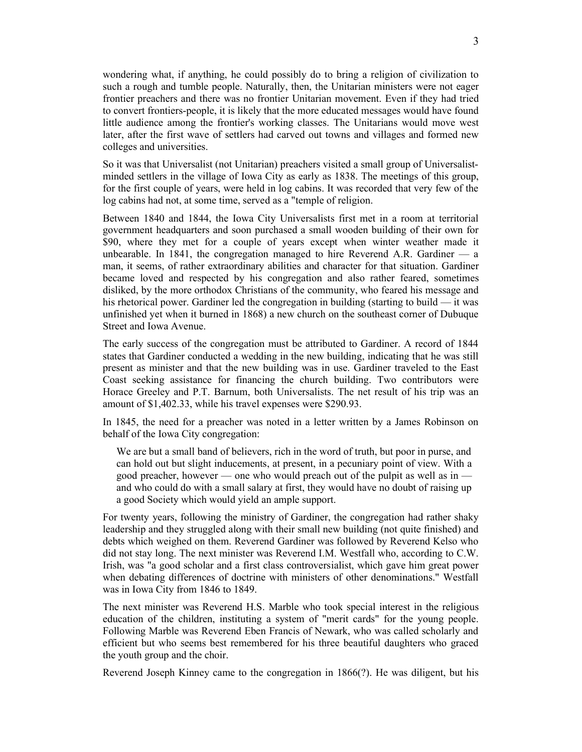wondering what, if anything, he could possibly do to bring a religion of civilization to such a rough and tumble people. Naturally, then, the Unitarian ministers were not eager frontier preachers and there was no frontier Unitarian movement. Even if they had tried to convert frontiers-people, it is likely that the more educated messages would have found little audience among the frontier's working classes. The Unitarians would move west later, after the first wave of settlers had carved out towns and villages and formed new colleges and universities.

So it was that Universalist (not Unitarian) preachers visited a small group of Universalist-minded settlers in the village of Iowa City as early as 1838. The meetings of this group, for the first couple of years, were held in log cabins. It was recorded that very few of the log cabins had not, at some time, served as a "temple of religion.

Between 1840 and 1844, the Iowa City Universalists first met in a room at territorial government headquarters and soon purchased a small wooden building of their own for $90, where they met for a couple of years except when winter weather made it unbearable. In 1841, the congregation managed to hire Reverend A.R. Gardiner — a man, it seems, of rather extraordinary abilities and character for that situation. Gardiner became loved and respected by his congregation and also rather feared, sometimes disliked, by the more orthodox Christians of the community, who feared his message and his rhetorical power. Gardiner led the congregation in building (starting to build — it was unfinished yet when it burned in 1868) a new church on the southeast corner of Dubuque Street and Iowa Avenue.

The early success of the congregation must be attributed to Gardiner. A record of 1844 states that Gardiner conducted a wedding in the new building, indicating that he was still present as minister and that the new building was in use. Gardiner traveled to the East Coast seeking assistance for financing the church building. Two contributors were Horace Greeley and P.T. Barnum, both Universalists. The net result of his trip was an amount of $1,402.33, while his travel expenses were $290.93.

In 1845, the need for a preacher was noted in a letter written by a James Robinson on behalf of the Iowa City congregation:

> We are but a small band of believers, rich in the word of truth, but poor in purse, and can hold out but slight inducements, at present, in a pecuniary point of view. With a good preacher, however — one who would preach out of the pulpit as well as in — and who could do with a small salary at first, they would have no doubt of raising up a good Society which would yield an ample support.

For twenty years, following the ministry of Gardiner, the congregation had rather shaky leadership and they struggled along with their small new building (not quite finished) and debts which weighed on them. Reverend Gardiner was followed by Reverend Kelso who did not stay long. The next minister was Reverend I.M. Westfall who, according to C.W. Irish, was "a good scholar and a first class controversialist, which gave him great power when debating differences of doctrine with ministers of other denominations." Westfall was in Iowa City from 1846 to 1849.

The next minister was Reverend H.S. Marble who took special interest in the religious education of the children, instituting a system of "merit cards" for the young people. Following Marble was Reverend Eben Francis of Newark, who was called scholarly and efficient but who seems best remembered for his three beautiful daughters who graced the youth group and the choir.

Reverend Joseph Kinney came to the congregation in 1866(?). He was diligent, but his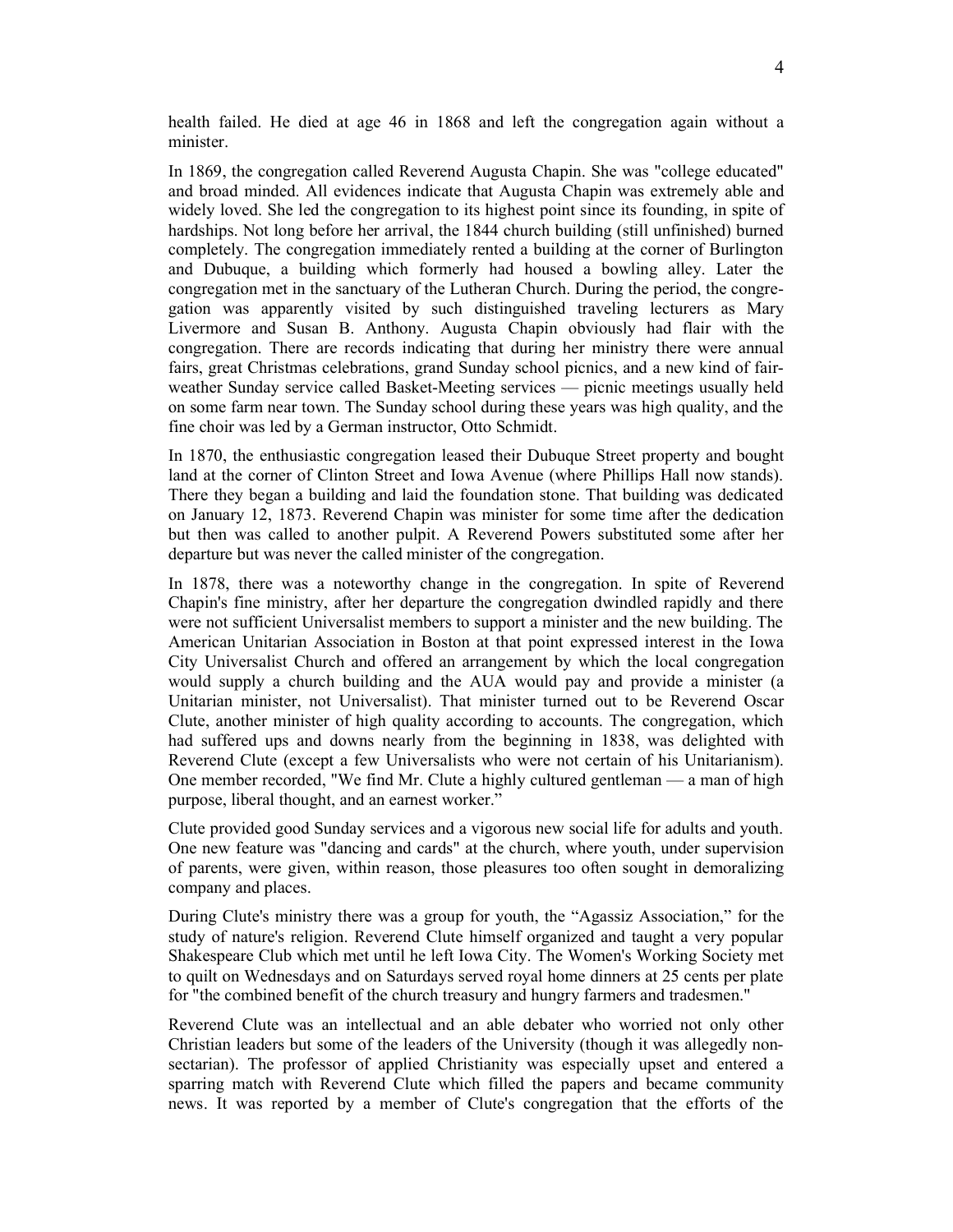health failed. He died at age 46 in 1868 and left the congregation again without a minister.

In 1869, the congregation called Reverend Augusta Chapin. She was "college educated" and broad minded. All evidences indicate that Augusta Chapin was extremely able and widely loved. She led the congregation to its highest point since its founding, in spite of hardships. Not long before her arrival, the 1844 church building (still unfinished) burned completely. The congregation immediately rented a building at the corner of Burlington and Dubuque, a building which formerly had housed a bowling alley. Later the congregation met in the sanctuary of the Lutheran Church. During the period, the congregation was apparently visited by such distinguished traveling lecturers as Mary Livermore and Susan B. Anthony. Augusta Chapin obviously had flair with the congregation. There are records indicating that during her ministry there were annual fairs, great Christmas celebrations, grand Sunday school picnics, and a new kind of fair-weather Sunday service called Basket-Meeting services — picnic meetings usually held on some farm near town. The Sunday school during these years was high quality, and the fine choir was led by a German instructor, Otto Schmidt.

In 1870, the enthusiastic congregation leased their Dubuque Street property and bought land at the corner of Clinton Street and Iowa Avenue (where Phillips Hall now stands). There they began a building and laid the foundation stone. That building was dedicated on January 12, 1873. Reverend Chapin was minister for some time after the dedication but then was called to another pulpit. A Reverend Powers substituted some after her departure but was never the called minister of the congregation.

In 1878, there was a noteworthy change in the congregation. In spite of Reverend Chapin's fine ministry, after her departure the congregation dwindled rapidly and there were not sufficient Universalist members to support a minister and the new building. The American Unitarian Association in Boston at that point expressed interest in the Iowa City Universalist Church and offered an arrangement by which the local congregation would supply a church building and the AUA would pay and provide a minister (a Unitarian minister, not Universalist). That minister turned out to be Reverend Oscar Clute, another minister of high quality according to accounts. The congregation, which had suffered ups and downs nearly from the beginning in 1838, was delighted with Reverend Clute (except a few Universalists who were not certain of his Unitarianism). One member recorded, "We find Mr. Clute a highly cultured gentleman — a man of high purpose, liberal thought, and an earnest worker."

Clute provided good Sunday services and a vigorous new social life for adults and youth. One new feature was "dancing and cards" at the church, where youth, under supervision of parents, were given, within reason, those pleasures too often sought in demoralizing company and places.

During Clute's ministry there was a group for youth, the "Agassiz Association," for the study of nature's religion. Reverend Clute himself organized and taught a very popular Shakespeare Club which met until he left Iowa City. The Women's Working Society met to quilt on Wednesdays and on Saturdays served royal home dinners at 25 cents per plate for "the combined benefit of the church treasury and hungry farmers and tradesmen."

Reverend Clute was an intellectual and an able debater who worried not only other Christian leaders but some of the leaders of the University (though it was allegedly non-sectarian). The professor of applied Christianity was especially upset and entered a sparring match with Reverend Clute which filled the papers and became community news. It was reported by a member of Clute's congregation that the efforts of the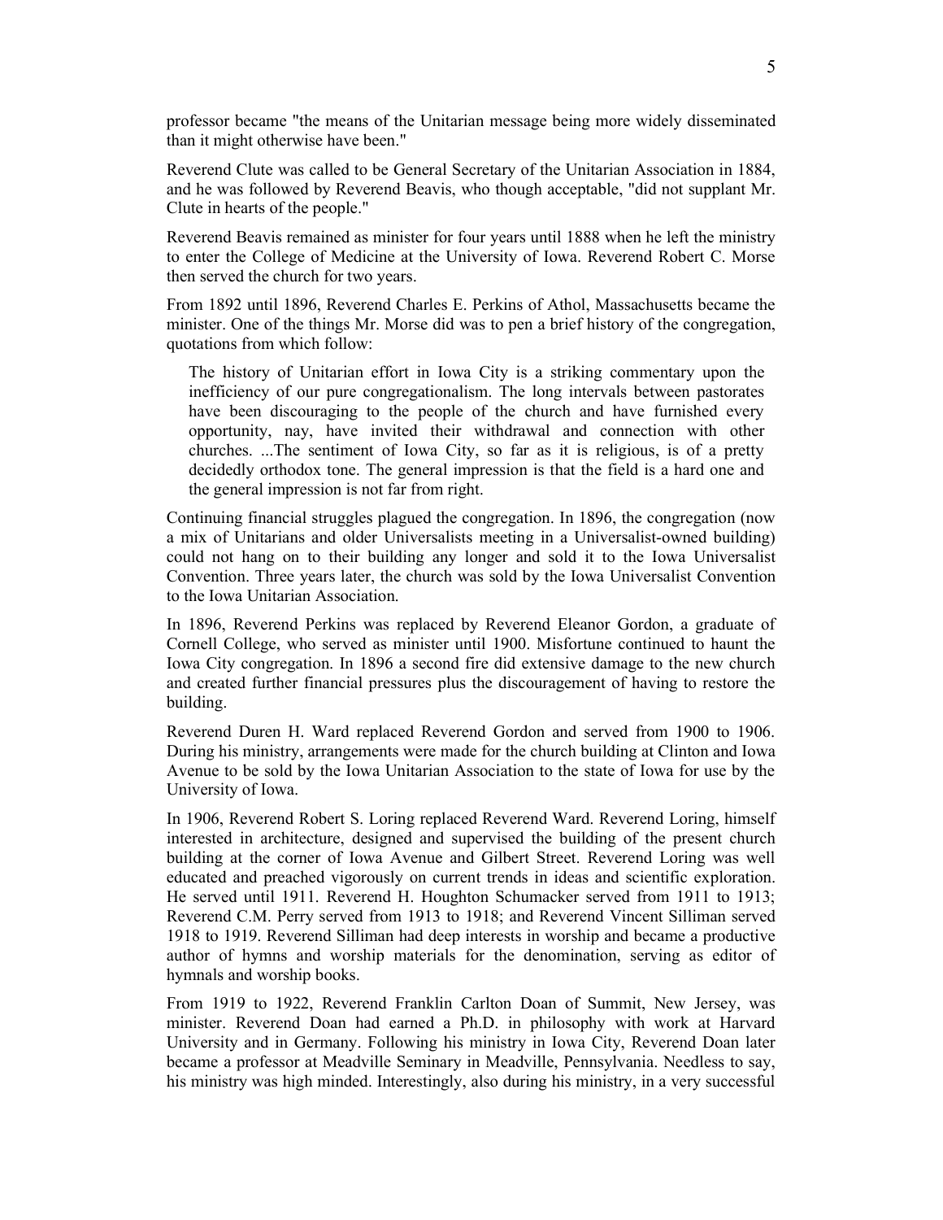professor became "the means of the Unitarian message being more widely disseminated than it might otherwise have been."

Reverend Clute was called to be General Secretary of the Unitarian Association in 1884, and he was followed by Reverend Beavis, who though acceptable, "did not supplant Mr. Clute in hearts of the people."

Reverend Beavis remained as minister for four years until 1888 when he left the ministry to enter the College of Medicine at the University of Iowa. Reverend Robert C. Morse then served the church for two years.

From 1892 until 1896, Reverend Charles E. Perkins of Athol, Massachusetts became the minister. One of the things Mr. Morse did was to pen a brief history of the congregation, quotations from which follow:

> The history of Unitarian effort in Iowa City is a striking commentary upon the inefficiency of our pure congregationalism. The long intervals between pastorates have been discouraging to the people of the church and have furnished every opportunity, nay, have invited their withdrawal and connection with other churches. ...The sentiment of Iowa City, so far as it is religious, is of a pretty decidedly orthodox tone. The general impression is that the field is a hard one and the general impression is not far from right.

Continuing financial struggles plagued the congregation. In 1896, the congregation (now a mix of Unitarians and older Universalists meeting in a Universalist-owned building) could not hang on to their building any longer and sold it to the Iowa Universalist Convention. Three years later, the church was sold by the Iowa Universalist Convention to the Iowa Unitarian Association.

In 1896, Reverend Perkins was replaced by Reverend Eleanor Gordon, a graduate of Cornell College, who served as minister until 1900. Misfortune continued to haunt the Iowa City congregation. In 1896 a second fire did extensive damage to the new church and created further financial pressures plus the discouragement of having to restore the building.

Reverend Duren H. Ward replaced Reverend Gordon and served from 1900 to 1906. During his ministry, arrangements were made for the church building at Clinton and Iowa Avenue to be sold by the Iowa Unitarian Association to the state of Iowa for use by the University of Iowa.

In 1906, Reverend Robert S. Loring replaced Reverend Ward. Reverend Loring, himself interested in architecture, designed and supervised the building of the present church building at the corner of Iowa Avenue and Gilbert Street. Reverend Loring was well educated and preached vigorously on current trends in ideas and scientific exploration. He served until 1911. Reverend H. Houghton Schumacker served from 1911 to 1913; Reverend C.M. Perry served from 1913 to 1918; and Reverend Vincent Silliman served 1918 to 1919. Reverend Silliman had deep interests in worship and became a productive author of hymns and worship materials for the denomination, serving as editor of hymnals and worship books.

From 1919 to 1922, Reverend Franklin Carlton Doan of Summit, New Jersey, was minister. Reverend Doan had earned a Ph.D. in philosophy with work at Harvard University and in Germany. Following his ministry in Iowa City, Reverend Doan later became a professor at Meadville Seminary in Meadville, Pennsylvania. Needless to say, his ministry was high minded. Interestingly, also during his ministry, in a very successful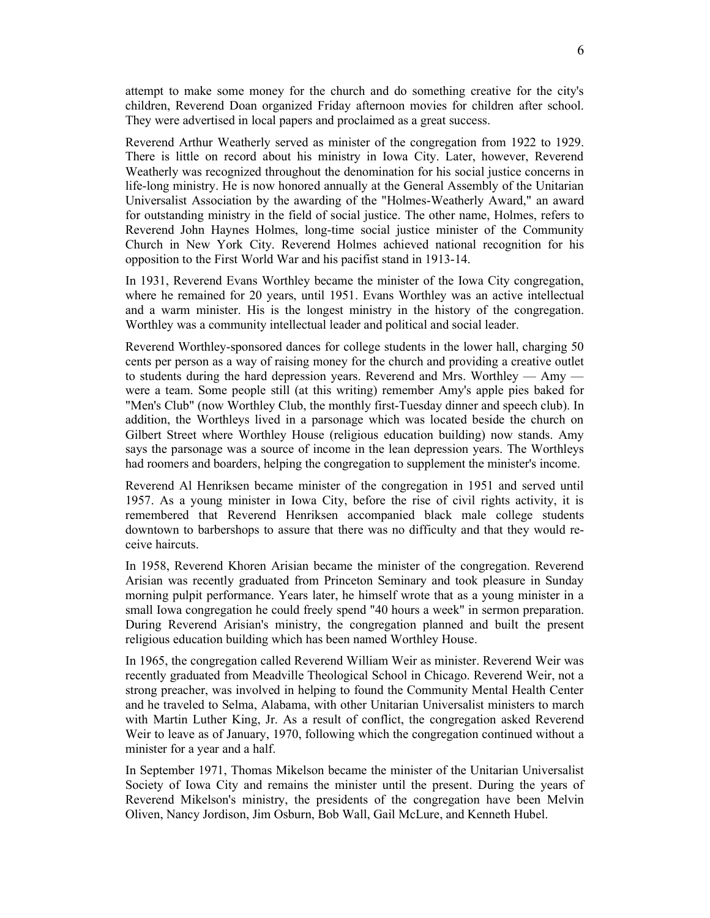attempt to make some money for the church and do something creative for the city's children, Reverend Doan organized Friday afternoon movies for children after school. They were advertised in local papers and proclaimed as a great success.

Reverend Arthur Weatherly served as minister of the congregation from 1922 to 1929. There is little on record about his ministry in Iowa City. Later, however, Reverend Weatherly was recognized throughout the denomination for his social justice concerns in life-long ministry. He is now honored annually at the General Assembly of the Unitarian Universalist Association by the awarding of the "Holmes-Weatherly Award," an award for outstanding ministry in the field of social justice. The other name, Holmes, refers to Reverend John Haynes Holmes, long-time social justice minister of the Community Church in New York City. Reverend Holmes achieved national recognition for his opposition to the First World War and his pacifist stand in 1913-14.

In 1931, Reverend Evans Worthley became the minister of the Iowa City congregation, where he remained for 20 years, until 1951. Evans Worthley was an active intellectual and a warm minister. His is the longest ministry in the history of the congregation. Worthley was a community intellectual leader and political and social leader.

Reverend Worthley-sponsored dances for college students in the lower hall, charging 50 cents per person as a way of raising money for the church and providing a creative outlet to students during the hard depression years. Reverend and Mrs. Worthley — Amy — were a team. Some people still (at this writing) remember Amy's apple pies baked for "Men's Club" (now Worthley Club, the monthly first-Tuesday dinner and speech club). In addition, the Worthleys lived in a parsonage which was located beside the church on Gilbert Street where Worthley House (religious education building) now stands. Amy says the parsonage was a source of income in the lean depression years. The Worthleys had roomers and boarders, helping the congregation to supplement the minister's income.

Reverend Al Henriksen became minister of the congregation in 1951 and served until 1957. As a young minister in Iowa City, before the rise of civil rights activity, it is remembered that Reverend Henriksen accompanied black male college students downtown to barbershops to assure that there was no difficulty and that they would receive haircuts.

In 1958, Reverend Khoren Arisian became the minister of the congregation. Reverend Arisian was recently graduated from Princeton Seminary and took pleasure in Sunday morning pulpit performance. Years later, he himself wrote that as a young minister in a small Iowa congregation he could freely spend "40 hours a week" in sermon preparation. During Reverend Arisian's ministry, the congregation planned and built the present religious education building which has been named Worthley House.

In 1965, the congregation called Reverend William Weir as minister. Reverend Weir was recently graduated from Meadville Theological School in Chicago. Reverend Weir, not a strong preacher, was involved in helping to found the Community Mental Health Center and he traveled to Selma, Alabama, with other Unitarian Universalist ministers to march with Martin Luther King, Jr. As a result of conflict, the congregation asked Reverend Weir to leave as of January, 1970, following which the congregation continued without a minister for a year and a half.

In September 1971, Thomas Mikelson became the minister of the Unitarian Universalist Society of Iowa City and remains the minister until the present. During the years of Reverend Mikelson's ministry, the presidents of the congregation have been Melvin Oliven, Nancy Jordison, Jim Osburn, Bob Wall, Gail McLure, and Kenneth Hubel.